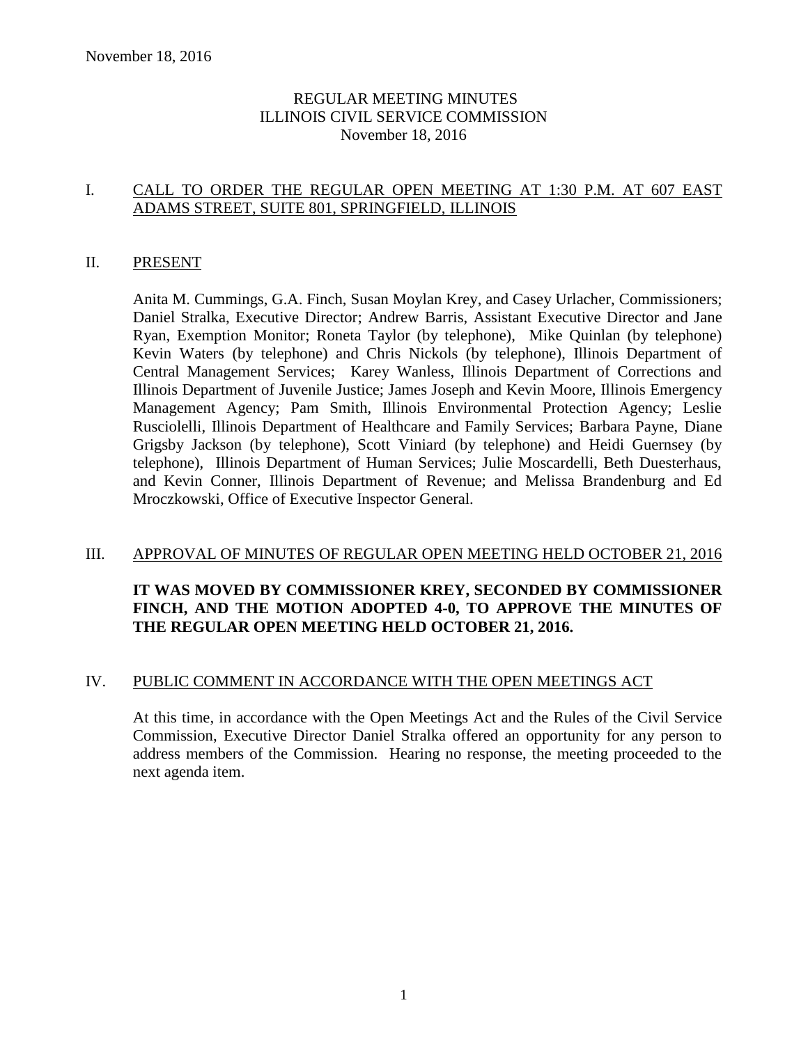November 18, 2016

# REGULAR MEETING MINUTES
# ILLINOIS CIVIL SERVICE COMMISSION
November 18, 2016

## I. CALL TO ORDER THE REGULAR OPEN MEETING AT 1:30 P.M. AT 607 EAST ADAMS STREET, SUITE 801, SPRINGFIELD, ILLINOIS

## II. PRESENT

Anita M. Cummings, G.A. Finch, Susan Moylan Krey, and Casey Urlacher, Commissioners; Daniel Stralka, Executive Director; Andrew Barris, Assistant Executive Director and Jane Ryan, Exemption Monitor; Roneta Taylor (by telephone), Mike Quinlan (by telephone) Kevin Waters (by telephone) and Chris Nickols (by telephone), Illinois Department of Central Management Services; Karey Wanless, Illinois Department of Corrections and Illinois Department of Juvenile Justice; James Joseph and Kevin Moore, Illinois Emergency Management Agency; Pam Smith, Illinois Environmental Protection Agency; Leslie Rusciolelli, Illinois Department of Healthcare and Family Services; Barbara Payne, Diane Grigsby Jackson (by telephone), Scott Viniard (by telephone) and Heidi Guernsey (by telephone), Illinois Department of Human Services; Julie Moscardelli, Beth Duesterhaus, and Kevin Conner, Illinois Department of Revenue; and Melissa Brandenburg and Ed Mroczkowski, Office of Executive Inspector General.

## III. APPROVAL OF MINUTES OF REGULAR OPEN MEETING HELD OCTOBER 21, 2016

**IT WAS MOVED BY COMMISSIONER KREY, SECONDED BY COMMISSIONER FINCH, AND THE MOTION ADOPTED 4-0, TO APPROVE THE MINUTES OF THE REGULAR OPEN MEETING HELD OCTOBER 21, 2016.**

## IV. PUBLIC COMMENT IN ACCORDANCE WITH THE OPEN MEETINGS ACT

At this time, in accordance with the Open Meetings Act and the Rules of the Civil Service Commission, Executive Director Daniel Stralka offered an opportunity for any person to address members of the Commission. Hearing no response, the meeting proceeded to the next agenda item.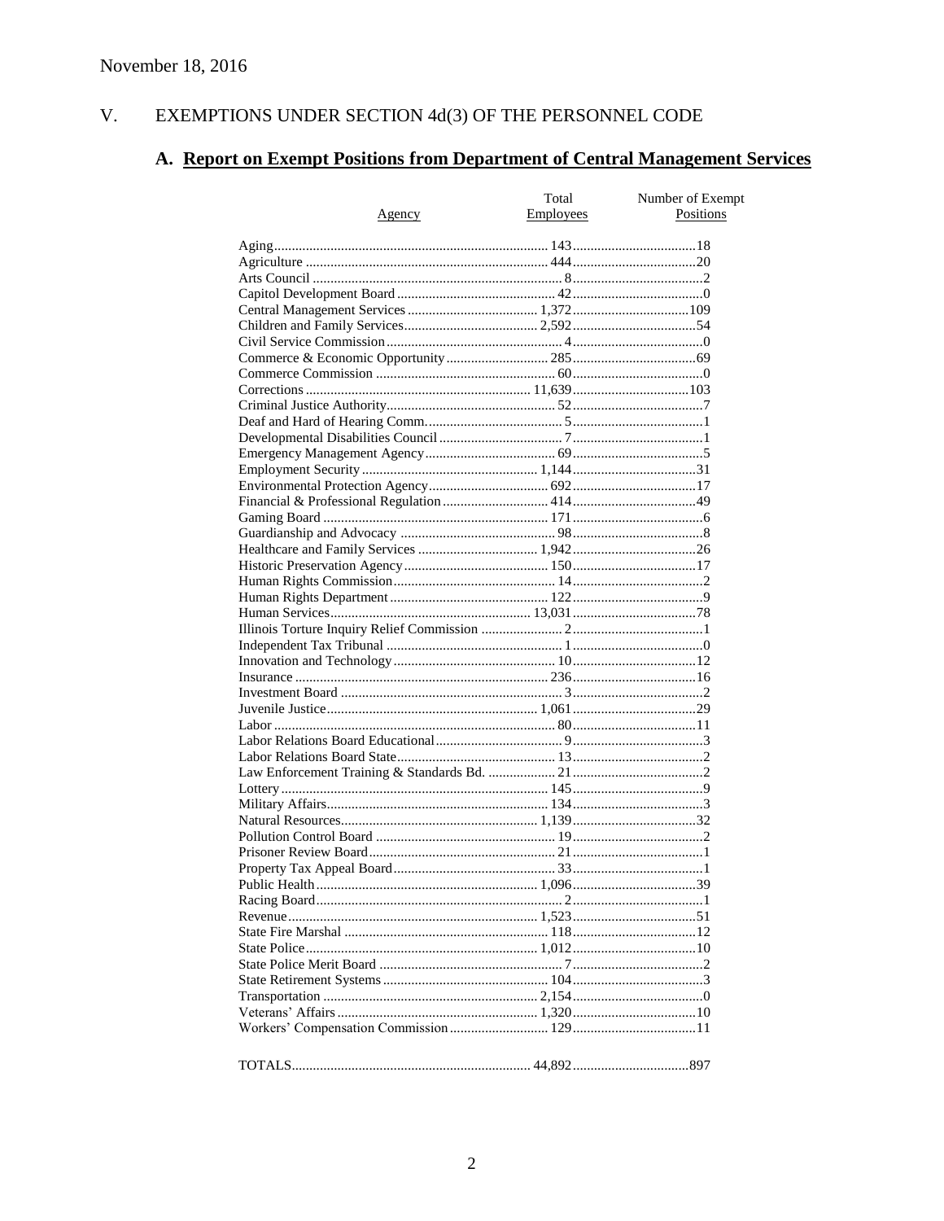November 18, 2016

## V. EXEMPTIONS UNDER SECTION 4d(3) OF THE PERSONNEL CODE

### A. Report on Exempt Positions from Department of Central Management Services

| Agency | Total Employees | Number of Exempt Positions |
|---|---|---|
| Aging | 143 | 18 |
| Agriculture | 444 | 20 |
| Arts Council | 8 | 2 |
| Capitol Development Board | 42 | 0 |
| Central Management Services | 1,372 | 109 |
| Children and Family Services | 2,592 | 54 |
| Civil Service Commission | 4 | 0 |
| Commerce & Economic Opportunity | 285 | 69 |
| Commerce Commission | 60 | 0 |
| Corrections | 11,639 | 103 |
| Criminal Justice Authority | 52 | 7 |
| Deaf and Hard of Hearing Comm. | 5 | 1 |
| Developmental Disabilities Council | 7 | 1 |
| Emergency Management Agency | 69 | 5 |
| Employment Security | 1,144 | 31 |
| Environmental Protection Agency | 692 | 17 |
| Financial & Professional Regulation | 414 | 49 |
| Gaming Board | 171 | 6 |
| Guardianship and Advocacy | 98 | 8 |
| Healthcare and Family Services | 1,942 | 26 |
| Historic Preservation Agency | 150 | 17 |
| Human Rights Commission | 14 | 2 |
| Human Rights Department | 122 | 9 |
| Human Services | 13,031 | 78 |
| Illinois Torture Inquiry Relief Commission | 2 | 1 |
| Independent Tax Tribunal | 1 | 0 |
| Innovation and Technology | 10 | 12 |
| Insurance | 236 | 16 |
| Investment Board | 3 | 2 |
| Juvenile Justice | 1,061 | 29 |
| Labor | 80 | 11 |
| Labor Relations Board Educational | 9 | 3 |
| Labor Relations Board State | 13 | 2 |
| Law Enforcement Training & Standards Bd. | 21 | 2 |
| Lottery | 145 | 9 |
| Military Affairs | 134 | 3 |
| Natural Resources | 1,139 | 32 |
| Pollution Control Board | 19 | 2 |
| Prisoner Review Board | 21 | 1 |
| Property Tax Appeal Board | 33 | 1 |
| Public Health | 1,096 | 39 |
| Racing Board | 2 | 1 |
| Revenue | 1,523 | 51 |
| State Fire Marshal | 118 | 12 |
| State Police | 1,012 | 10 |
| State Police Merit Board | 7 | 2 |
| State Retirement Systems | 104 | 3 |
| Transportation | 2,154 | 0 |
| Veterans' Affairs | 1,320 | 10 |
| Workers' Compensation Commission | 129 | 11 |
| TOTALS | 44,892 | 897 |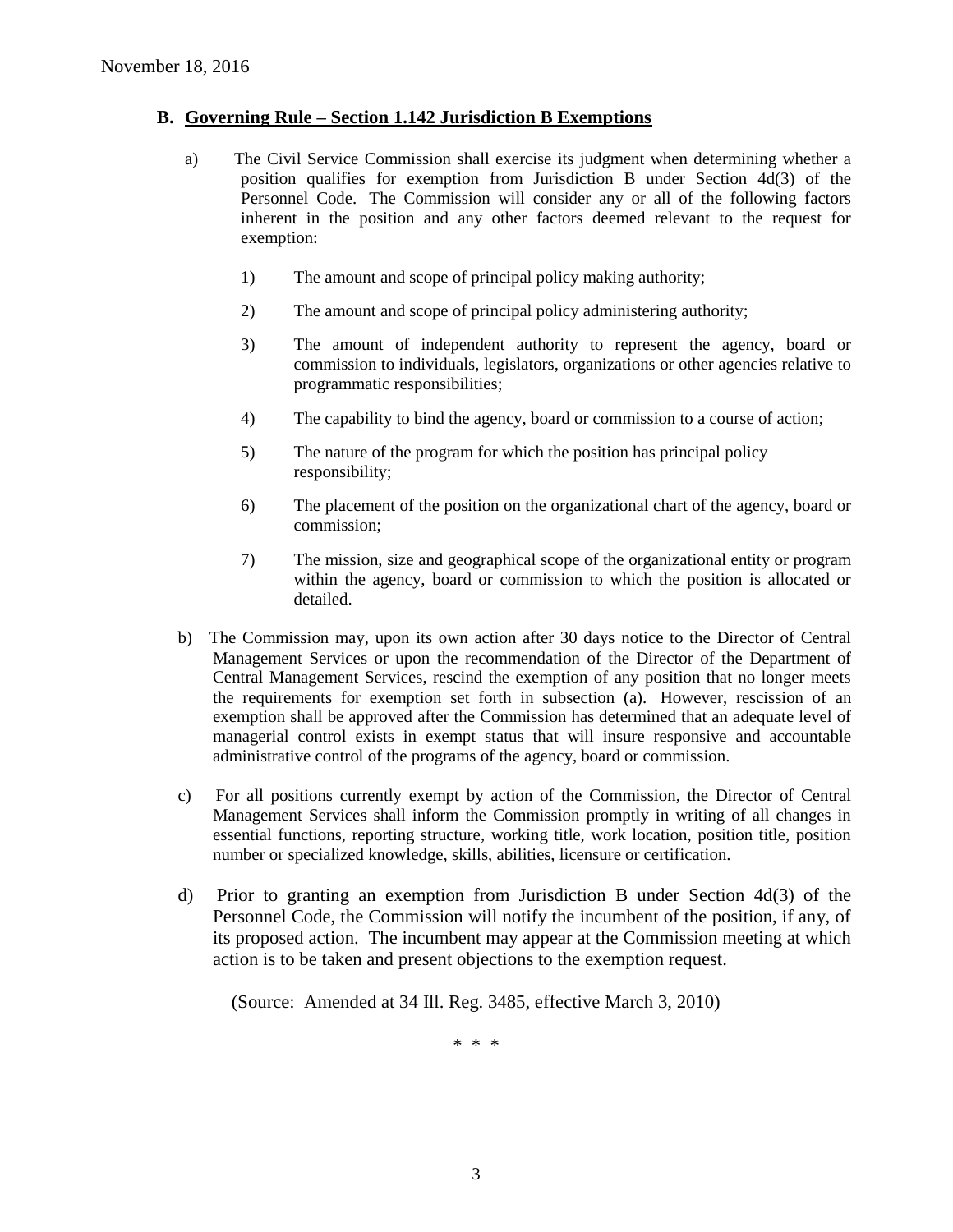## B. Governing Rule – Section 1.142 Jurisdiction B Exemptions

a) The Civil Service Commission shall exercise its judgment when determining whether a position qualifies for exemption from Jurisdiction B under Section 4d(3) of the Personnel Code. The Commission will consider any or all of the following factors inherent in the position and any other factors deemed relevant to the request for exemption:

1) The amount and scope of principal policy making authority;

2) The amount and scope of principal policy administering authority;

3) The amount of independent authority to represent the agency, board or commission to individuals, legislators, organizations or other agencies relative to programmatic responsibilities;

4) The capability to bind the agency, board or commission to a course of action;

5) The nature of the program for which the position has principal policy responsibility;

6) The placement of the position on the organizational chart of the agency, board or commission;

7) The mission, size and geographical scope of the organizational entity or program within the agency, board or commission to which the position is allocated or detailed.

b) The Commission may, upon its own action after 30 days notice to the Director of Central Management Services or upon the recommendation of the Director of the Department of Central Management Services, rescind the exemption of any position that no longer meets the requirements for exemption set forth in subsection (a). However, rescission of an exemption shall be approved after the Commission has determined that an adequate level of managerial control exists in exempt status that will insure responsive and accountable administrative control of the programs of the agency, board or commission.

c) For all positions currently exempt by action of the Commission, the Director of Central Management Services shall inform the Commission promptly in writing of all changes in essential functions, reporting structure, working title, work location, position title, position number or specialized knowledge, skills, abilities, licensure or certification.

d) Prior to granting an exemption from Jurisdiction B under Section 4d(3) of the Personnel Code, the Commission will notify the incumbent of the position, if any, of its proposed action. The incumbent may appear at the Commission meeting at which action is to be taken and present objections to the exemption request.

(Source: Amended at 34 Ill. Reg. 3485, effective March 3, 2010)

\* \* \*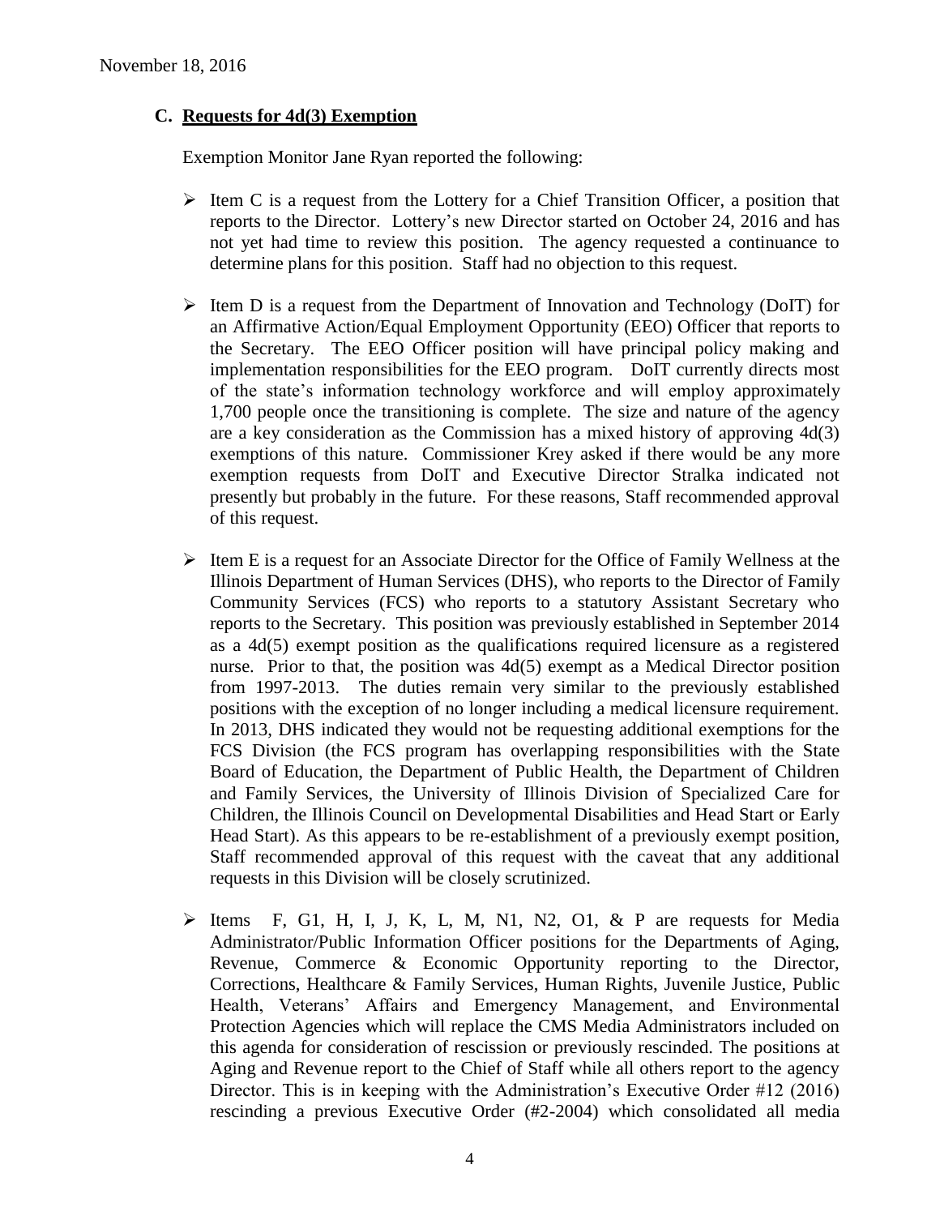November 18, 2016

### C. Requests for 4d(3) Exemption

Exemption Monitor Jane Ryan reported the following:

- Item C is a request from the Lottery for a Chief Transition Officer, a position that reports to the Director. Lottery's new Director started on October 24, 2016 and has not yet had time to review this position. The agency requested a continuance to determine plans for this position. Staff had no objection to this request.

- Item D is a request from the Department of Innovation and Technology (DoIT) for an Affirmative Action/Equal Employment Opportunity (EEO) Officer that reports to the Secretary. The EEO Officer position will have principal policy making and implementation responsibilities for the EEO program. DoIT currently directs most of the state's information technology workforce and will employ approximately 1,700 people once the transitioning is complete. The size and nature of the agency are a key consideration as the Commission has a mixed history of approving 4d(3) exemptions of this nature. Commissioner Krey asked if there would be any more exemption requests from DoIT and Executive Director Stralka indicated not presently but probably in the future. For these reasons, Staff recommended approval of this request.

- Item E is a request for an Associate Director for the Office of Family Wellness at the Illinois Department of Human Services (DHS), who reports to the Director of Family Community Services (FCS) who reports to a statutory Assistant Secretary who reports to the Secretary. This position was previously established in September 2014 as a 4d(5) exempt position as the qualifications required licensure as a registered nurse. Prior to that, the position was 4d(5) exempt as a Medical Director position from 1997-2013. The duties remain very similar to the previously established positions with the exception of no longer including a medical licensure requirement. In 2013, DHS indicated they would not be requesting additional exemptions for the FCS Division (the FCS program has overlapping responsibilities with the State Board of Education, the Department of Public Health, the Department of Children and Family Services, the University of Illinois Division of Specialized Care for Children, the Illinois Council on Developmental Disabilities and Head Start or Early Head Start). As this appears to be re-establishment of a previously exempt position, Staff recommended approval of this request with the caveat that any additional requests in this Division will be closely scrutinized.

- Items F, G1, H, I, J, K, L, M, N1, N2, O1, & P are requests for Media Administrator/Public Information Officer positions for the Departments of Aging, Revenue, Commerce & Economic Opportunity reporting to the Director, Corrections, Healthcare & Family Services, Human Rights, Juvenile Justice, Public Health, Veterans' Affairs and Emergency Management, and Environmental Protection Agencies which will replace the CMS Media Administrators included on this agenda for consideration of rescission or previously rescinded. The positions at Aging and Revenue report to the Chief of Staff while all others report to the agency Director. This is in keeping with the Administration's Executive Order #12 (2016) rescinding a previous Executive Order (#2-2004) which consolidated all media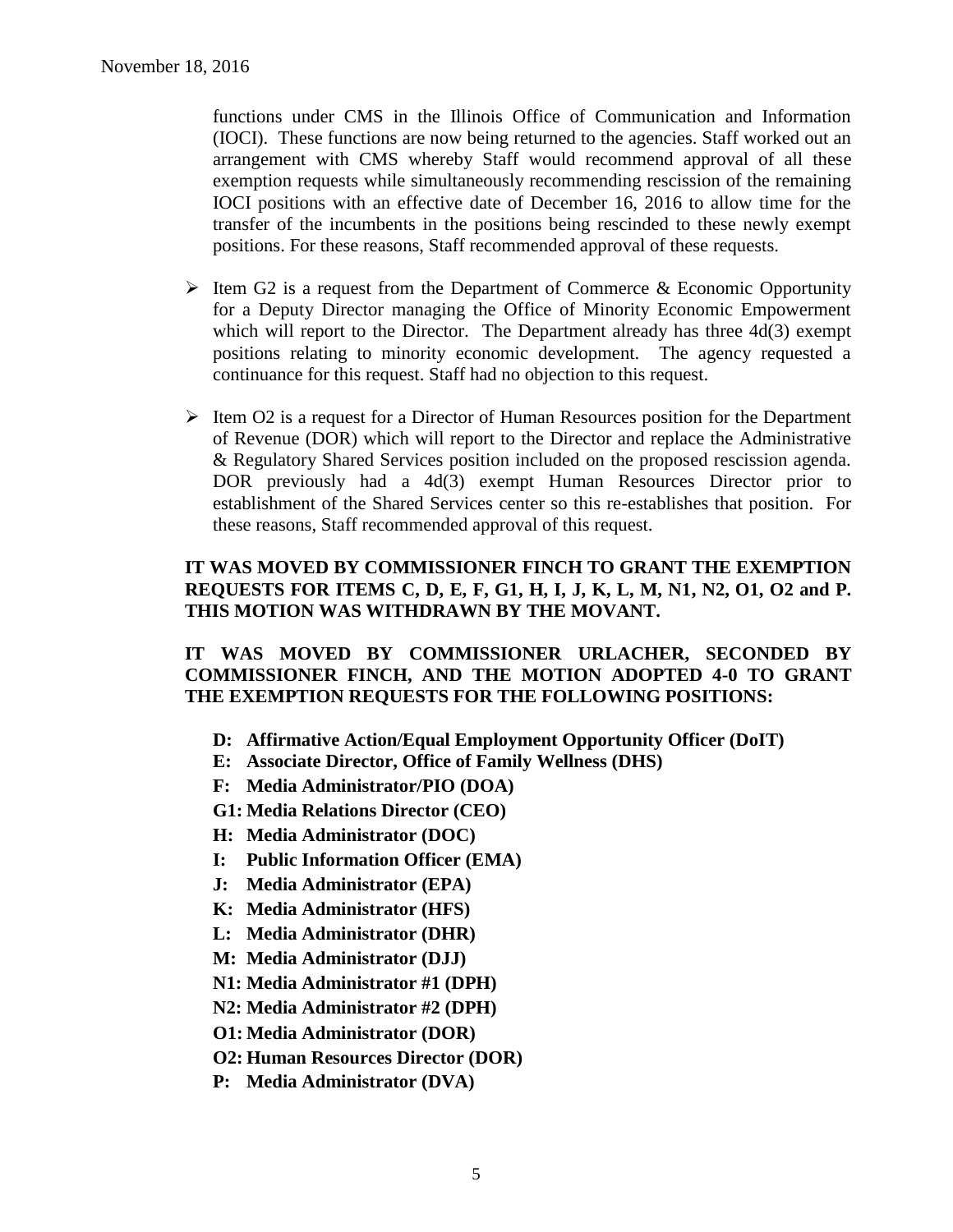functions under CMS in the Illinois Office of Communication and Information (IOCI). These functions are now being returned to the agencies. Staff worked out an arrangement with CMS whereby Staff would recommend approval of all these exemption requests while simultaneously recommending rescission of the remaining IOCI positions with an effective date of December 16, 2016 to allow time for the transfer of the incumbents in the positions being rescinded to these newly exempt positions. For these reasons, Staff recommended approval of these requests.

- Item G2 is a request from the Department of Commerce & Economic Opportunity for a Deputy Director managing the Office of Minority Economic Empowerment which will report to the Director. The Department already has three 4d(3) exempt positions relating to minority economic development. The agency requested a continuance for this request. Staff had no objection to this request.

- Item O2 is a request for a Director of Human Resources position for the Department of Revenue (DOR) which will report to the Director and replace the Administrative & Regulatory Shared Services position included on the proposed rescission agenda. DOR previously had a 4d(3) exempt Human Resources Director prior to establishment of the Shared Services center so this re-establishes that position. For these reasons, Staff recommended approval of this request.

**IT WAS MOVED BY COMMISSIONER FINCH TO GRANT THE EXEMPTION REQUESTS FOR ITEMS C, D, E, F, G1, H, I, J, K, L, M, N1, N2, O1, O2 and P. THIS MOTION WAS WITHDRAWN BY THE MOVANT.**

**IT WAS MOVED BY COMMISSIONER URLACHER, SECONDED BY COMMISSIONER FINCH, AND THE MOTION ADOPTED 4-0 TO GRANT THE EXEMPTION REQUESTS FOR THE FOLLOWING POSITIONS:**

**D: Affirmative Action/Equal Employment Opportunity Officer (DoIT)**
**E: Associate Director, Office of Family Wellness (DHS)**
**F: Media Administrator/PIO (DOA)**
**G1: Media Relations Director (CEO)**
**H: Media Administrator (DOC)**
**I: Public Information Officer (EMA)**
**J: Media Administrator (EPA)**
**K: Media Administrator (HFS)**
**L: Media Administrator (DHR)**
**M: Media Administrator (DJJ)**
**N1: Media Administrator #1 (DPH)**
**N2: Media Administrator #2 (DPH)**
**O1: Media Administrator (DOR)**
**O2: Human Resources Director (DOR)**
**P: Media Administrator (DVA)**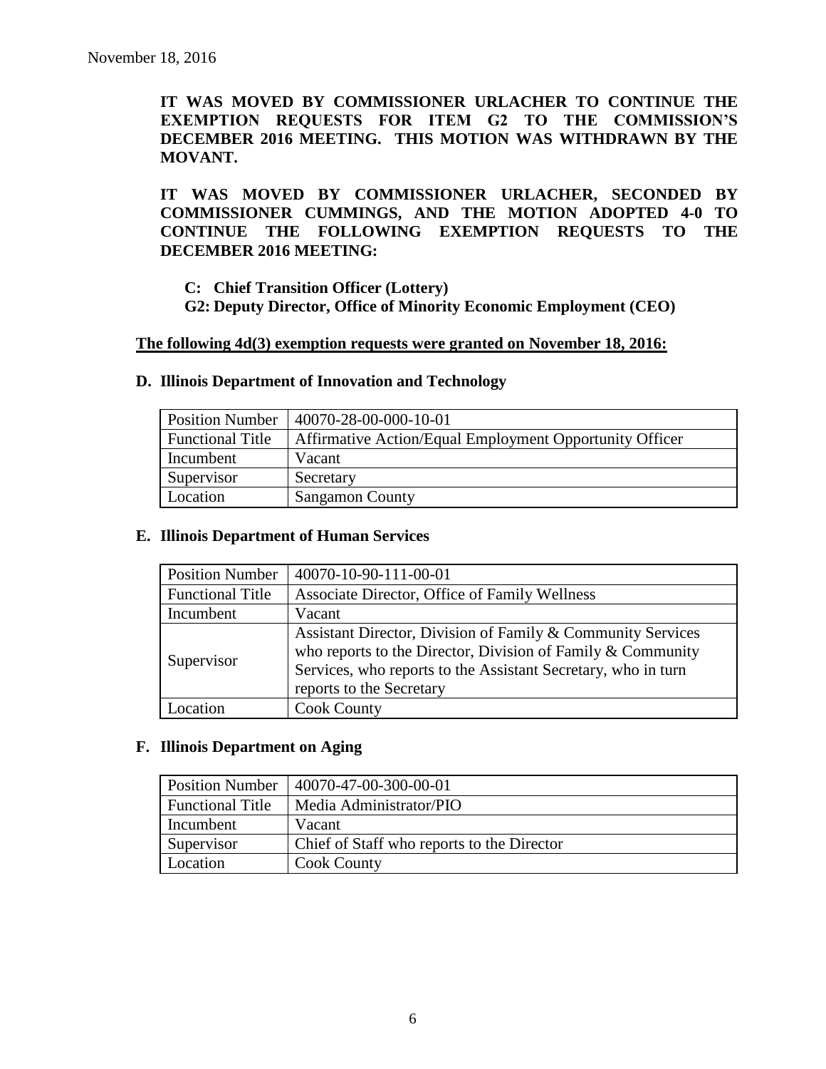November 18, 2016

**IT WAS MOVED BY COMMISSIONER URLACHER TO CONTINUE THE EXEMPTION REQUESTS FOR ITEM G2 TO THE COMMISSION'S DECEMBER 2016 MEETING. THIS MOTION WAS WITHDRAWN BY THE MOVANT.**

**IT WAS MOVED BY COMMISSIONER URLACHER, SECONDED BY COMMISSIONER CUMMINGS, AND THE MOTION ADOPTED 4-0 TO CONTINUE THE FOLLOWING EXEMPTION REQUESTS TO THE DECEMBER 2016 MEETING:**

**C: Chief Transition Officer (Lottery)**
**G2: Deputy Director, Office of Minority Economic Employment (CEO)**

**The following 4d(3) exemption requests were granted on November 18, 2016:**

**D. Illinois Department of Innovation and Technology**

| Position Number | 40070-28-00-000-10-01 |
|---|---|
| Functional Title | Affirmative Action/Equal Employment Opportunity Officer |
| Incumbent | Vacant |
| Supervisor | Secretary |
| Location | Sangamon County |

**E. Illinois Department of Human Services**

| Position Number | 40070-10-90-111-00-01 |
|---|---|
| Functional Title | Associate Director, Office of Family Wellness |
| Incumbent | Vacant |
| Supervisor | Assistant Director, Division of Family & Community Services who reports to the Director, Division of Family & Community Services, who reports to the Assistant Secretary, who in turn reports to the Secretary |
| Location | Cook County |

**F. Illinois Department on Aging**

| Position Number | 40070-47-00-300-00-01 |
|---|---|
| Functional Title | Media Administrator/PIO |
| Incumbent | Vacant |
| Supervisor | Chief of Staff who reports to the Director |
| Location | Cook County |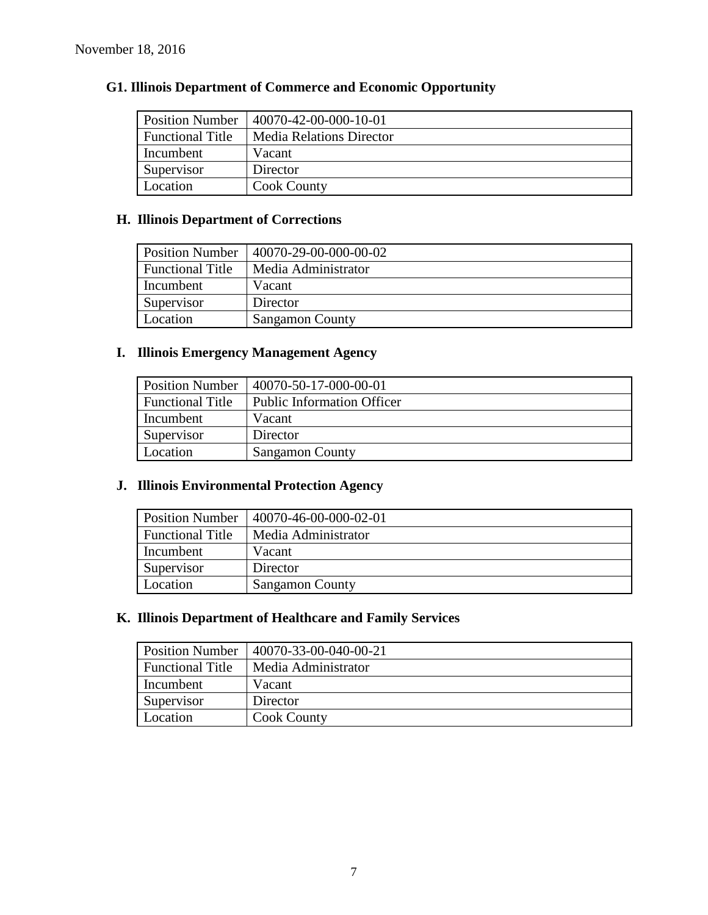November 18, 2016

### G1. Illinois Department of Commerce and Economic Opportunity

| Position Number | 40070-42-00-000-10-01 |
|---|---|
| Functional Title | Media Relations Director |
| Incumbent | Vacant |
| Supervisor | Director |
| Location | Cook County |

### H. Illinois Department of Corrections

| Position Number | 40070-29-00-000-00-02 |
|---|---|
| Functional Title | Media Administrator |
| Incumbent | Vacant |
| Supervisor | Director |
| Location | Sangamon County |

### I. Illinois Emergency Management Agency

| Position Number | 40070-50-17-000-00-01 |
|---|---|
| Functional Title | Public Information Officer |
| Incumbent | Vacant |
| Supervisor | Director |
| Location | Sangamon County |

### J. Illinois Environmental Protection Agency

| Position Number | 40070-46-00-000-02-01 |
|---|---|
| Functional Title | Media Administrator |
| Incumbent | Vacant |
| Supervisor | Director |
| Location | Sangamon County |

### K. Illinois Department of Healthcare and Family Services

| Position Number | 40070-33-00-040-00-21 |
|---|---|
| Functional Title | Media Administrator |
| Incumbent | Vacant |
| Supervisor | Director |
| Location | Cook County |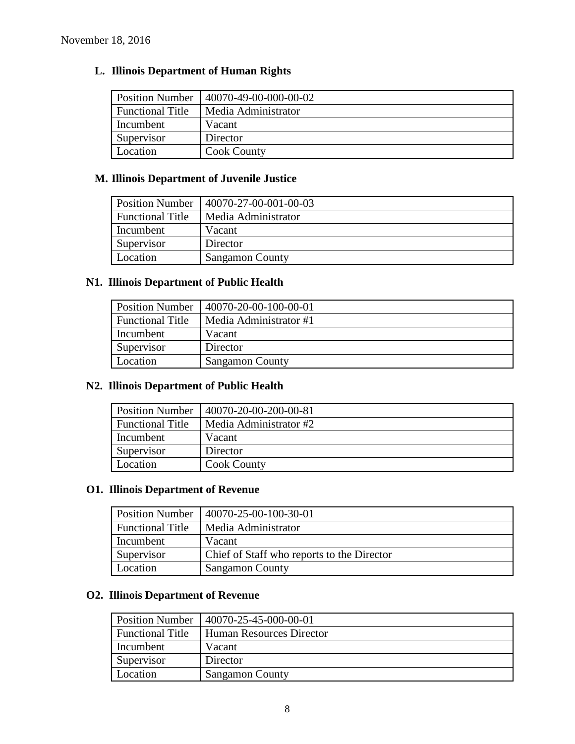November 18, 2016

### L. Illinois Department of Human Rights

| Position Number | 40070-49-00-000-00-02 |
|---|---|
| Functional Title | Media Administrator |
| Incumbent | Vacant |
| Supervisor | Director |
| Location | Cook County |

### M. Illinois Department of Juvenile Justice

| Position Number | 40070-27-00-001-00-03 |
|---|---|
| Functional Title | Media Administrator |
| Incumbent | Vacant |
| Supervisor | Director |
| Location | Sangamon County |

### N1. Illinois Department of Public Health

| Position Number | 40070-20-00-100-00-01 |
|---|---|
| Functional Title | Media Administrator #1 |
| Incumbent | Vacant |
| Supervisor | Director |
| Location | Sangamon County |

### N2. Illinois Department of Public Health

| Position Number | 40070-20-00-200-00-81 |
|---|---|
| Functional Title | Media Administrator #2 |
| Incumbent | Vacant |
| Supervisor | Director |
| Location | Cook County |

### O1. Illinois Department of Revenue

| Position Number | 40070-25-00-100-30-01 |
|---|---|
| Functional Title | Media Administrator |
| Incumbent | Vacant |
| Supervisor | Chief of Staff who reports to the Director |
| Location | Sangamon County |

### O2. Illinois Department of Revenue

| Position Number | 40070-25-45-000-00-01 |
|---|---|
| Functional Title | Human Resources Director |
| Incumbent | Vacant |
| Supervisor | Director |
| Location | Sangamon County |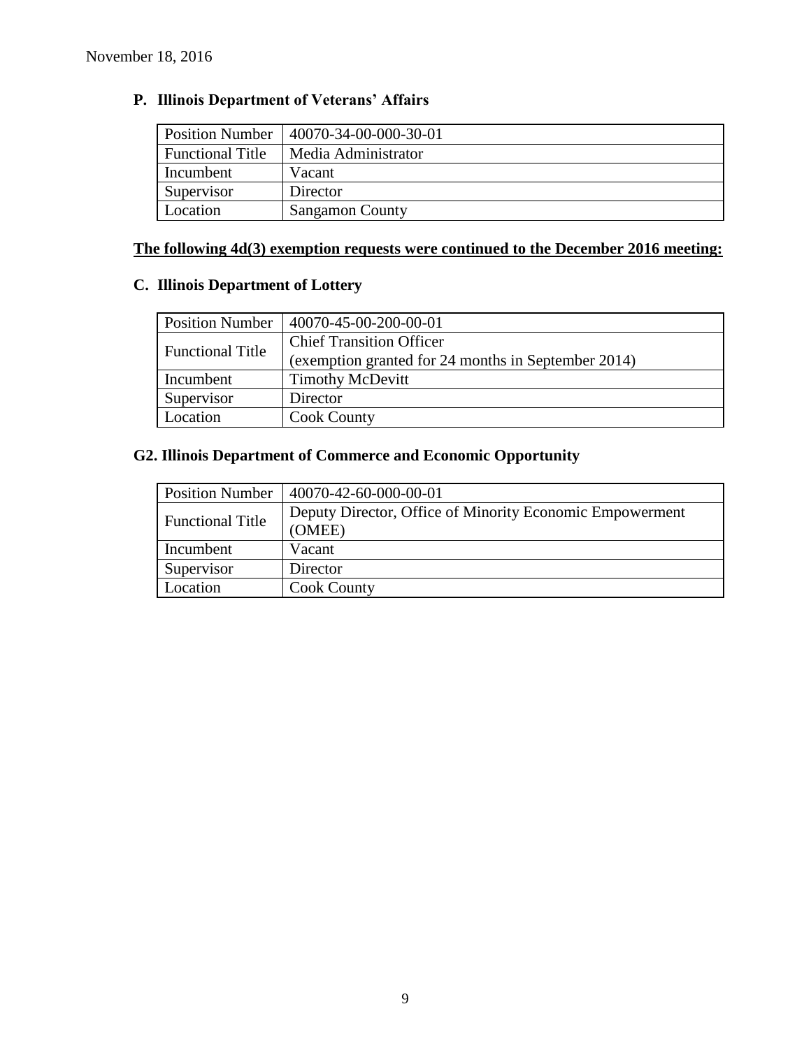November 18, 2016

**P. Illinois Department of Veterans' Affairs**

| Position Number | 40070-34-00-000-30-01 |
|---|---|
| Functional Title | Media Administrator |
| Incumbent | Vacant |
| Supervisor | Director |
| Location | Sangamon County |

**The following 4d(3) exemption requests were continued to the December 2016 meeting:**

**C. Illinois Department of Lottery**

| Position Number | 40070-45-00-200-00-01 |
|---|---|
| Functional Title | Chief Transition Officer (exemption granted for 24 months in September 2014) |
| Incumbent | Timothy McDevitt |
| Supervisor | Director |
| Location | Cook County |

**G2. Illinois Department of Commerce and Economic Opportunity**

| Position Number | 40070-42-60-000-00-01 |
|---|---|
| Functional Title | Deputy Director, Office of Minority Economic Empowerment (OMEE) |
| Incumbent | Vacant |
| Supervisor | Director |
| Location | Cook County |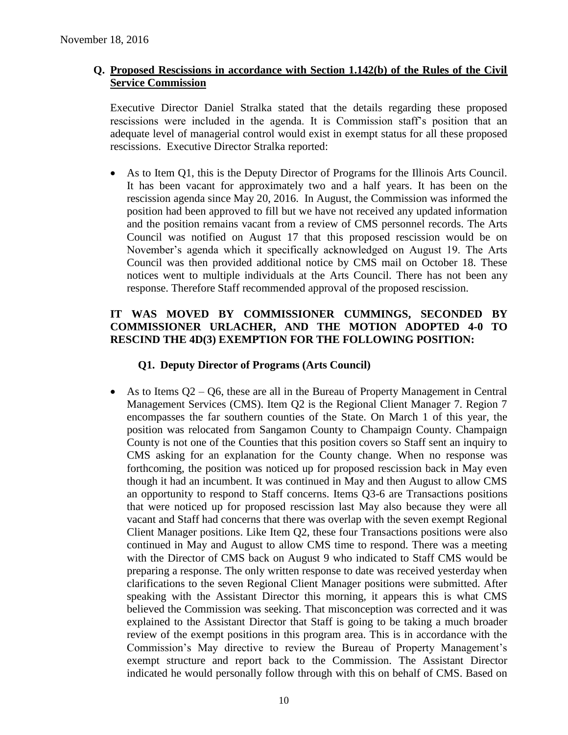November 18, 2016

## Q. Proposed Rescissions in accordance with Section 1.142(b) of the Rules of the Civil Service Commission

Executive Director Daniel Stralka stated that the details regarding these proposed rescissions were included in the agenda. It is Commission staff's position that an adequate level of managerial control would exist in exempt status for all these proposed rescissions. Executive Director Stralka reported:

- As to Item Q1, this is the Deputy Director of Programs for the Illinois Arts Council. It has been vacant for approximately two and a half years. It has been on the rescission agenda since May 20, 2016. In August, the Commission was informed the position had been approved to fill but we have not received any updated information and the position remains vacant from a review of CMS personnel records. The Arts Council was notified on August 17 that this proposed rescission would be on November's agenda which it specifically acknowledged on August 19. The Arts Council was then provided additional notice by CMS mail on October 18. These notices went to multiple individuals at the Arts Council. There has not been any response. Therefore Staff recommended approval of the proposed rescission.

**IT WAS MOVED BY COMMISSIONER CUMMINGS, SECONDED BY COMMISSIONER URLACHER, AND THE MOTION ADOPTED 4-0 TO RESCIND THE 4D(3) EXEMPTION FOR THE FOLLOWING POSITION:**

**Q1. Deputy Director of Programs (Arts Council)**

- As to Items Q2 – Q6, these are all in the Bureau of Property Management in Central Management Services (CMS). Item Q2 is the Regional Client Manager 7. Region 7 encompasses the far southern counties of the State. On March 1 of this year, the position was relocated from Sangamon County to Champaign County. Champaign County is not one of the Counties that this position covers so Staff sent an inquiry to CMS asking for an explanation for the County change. When no response was forthcoming, the position was noticed up for proposed rescission back in May even though it had an incumbent. It was continued in May and then August to allow CMS an opportunity to respond to Staff concerns. Items Q3-6 are Transactions positions that were noticed up for proposed rescission last May also because they were all vacant and Staff had concerns that there was overlap with the seven exempt Regional Client Manager positions. Like Item Q2, these four Transactions positions were also continued in May and August to allow CMS time to respond. There was a meeting with the Director of CMS back on August 9 who indicated to Staff CMS would be preparing a response. The only written response to date was received yesterday when clarifications to the seven Regional Client Manager positions were submitted. After speaking with the Assistant Director this morning, it appears this is what CMS believed the Commission was seeking. That misconception was corrected and it was explained to the Assistant Director that Staff is going to be taking a much broader review of the exempt positions in this program area. This is in accordance with the Commission's May directive to review the Bureau of Property Management's exempt structure and report back to the Commission. The Assistant Director indicated he would personally follow through with this on behalf of CMS. Based on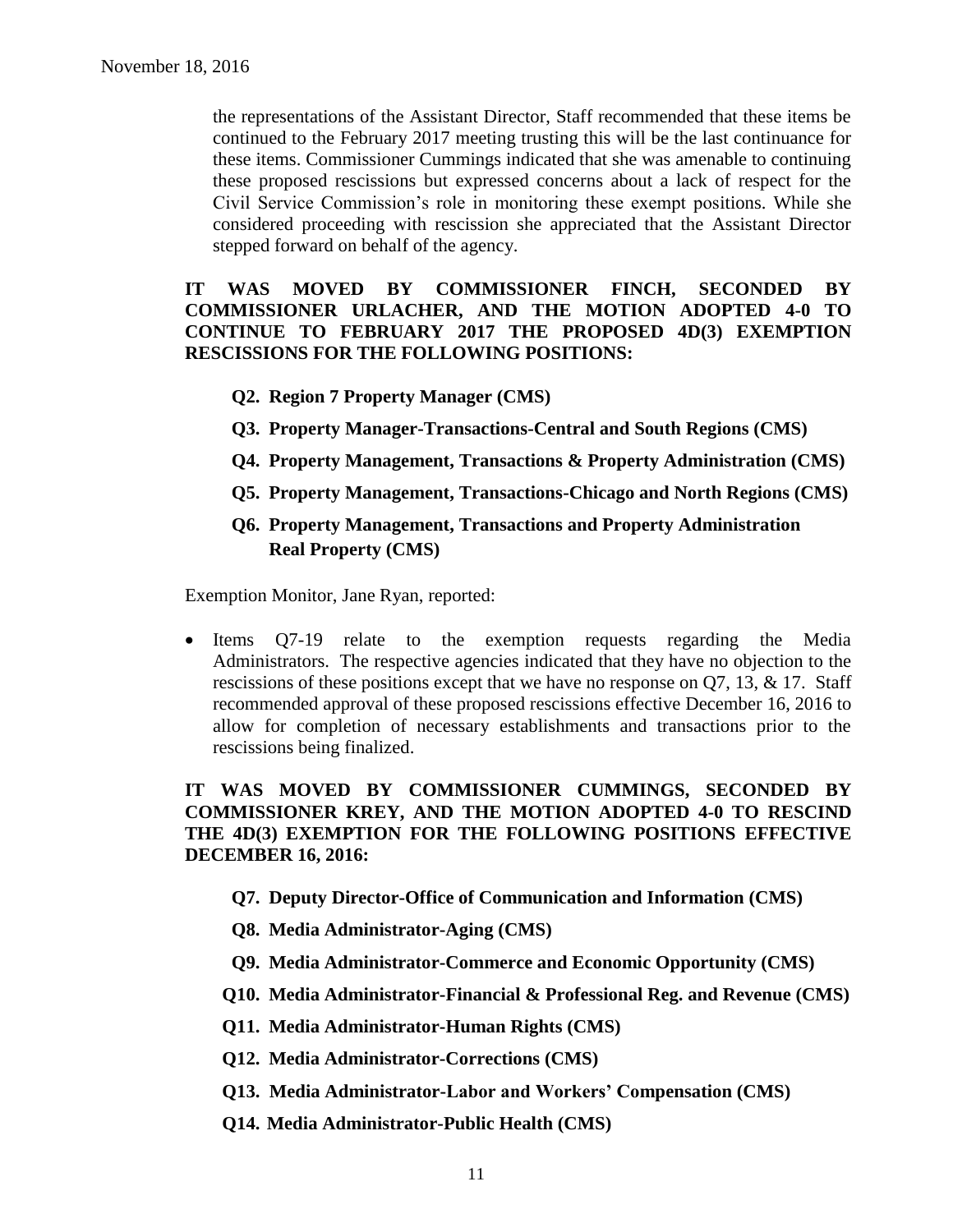the representations of the Assistant Director, Staff recommended that these items be continued to the February 2017 meeting trusting this will be the last continuance for these items. Commissioner Cummings indicated that she was amenable to continuing these proposed rescissions but expressed concerns about a lack of respect for the Civil Service Commission's role in monitoring these exempt positions. While she considered proceeding with rescission she appreciated that the Assistant Director stepped forward on behalf of the agency.

**IT WAS MOVED BY COMMISSIONER FINCH, SECONDED BY COMMISSIONER URLACHER, AND THE MOTION ADOPTED 4-0 TO CONTINUE TO FEBRUARY 2017 THE PROPOSED 4D(3) EXEMPTION RESCISSIONS FOR THE FOLLOWING POSITIONS:**

- **Q2. Region 7 Property Manager (CMS)**
- **Q3. Property Manager-Transactions-Central and South Regions (CMS)**
- **Q4. Property Management, Transactions & Property Administration (CMS)**
- **Q5. Property Management, Transactions-Chicago and North Regions (CMS)**
- **Q6. Property Management, Transactions and Property Administration Real Property (CMS)**

Exemption Monitor, Jane Ryan, reported:

- Items Q7-19 relate to the exemption requests regarding the Media Administrators. The respective agencies indicated that they have no objection to the rescissions of these positions except that we have no response on Q7, 13, & 17. Staff recommended approval of these proposed rescissions effective December 16, 2016 to allow for completion of necessary establishments and transactions prior to the rescissions being finalized.

**IT WAS MOVED BY COMMISSIONER CUMMINGS, SECONDED BY COMMISSIONER KREY, AND THE MOTION ADOPTED 4-0 TO RESCIND THE 4D(3) EXEMPTION FOR THE FOLLOWING POSITIONS EFFECTIVE DECEMBER 16, 2016:**

- **Q7. Deputy Director-Office of Communication and Information (CMS)**
- **Q8. Media Administrator-Aging (CMS)**
- **Q9. Media Administrator-Commerce and Economic Opportunity (CMS)**
- **Q10. Media Administrator-Financial & Professional Reg. and Revenue (CMS)**
- **Q11. Media Administrator-Human Rights (CMS)**
- **Q12. Media Administrator-Corrections (CMS)**
- **Q13. Media Administrator-Labor and Workers' Compensation (CMS)**
- **Q14. Media Administrator-Public Health (CMS)**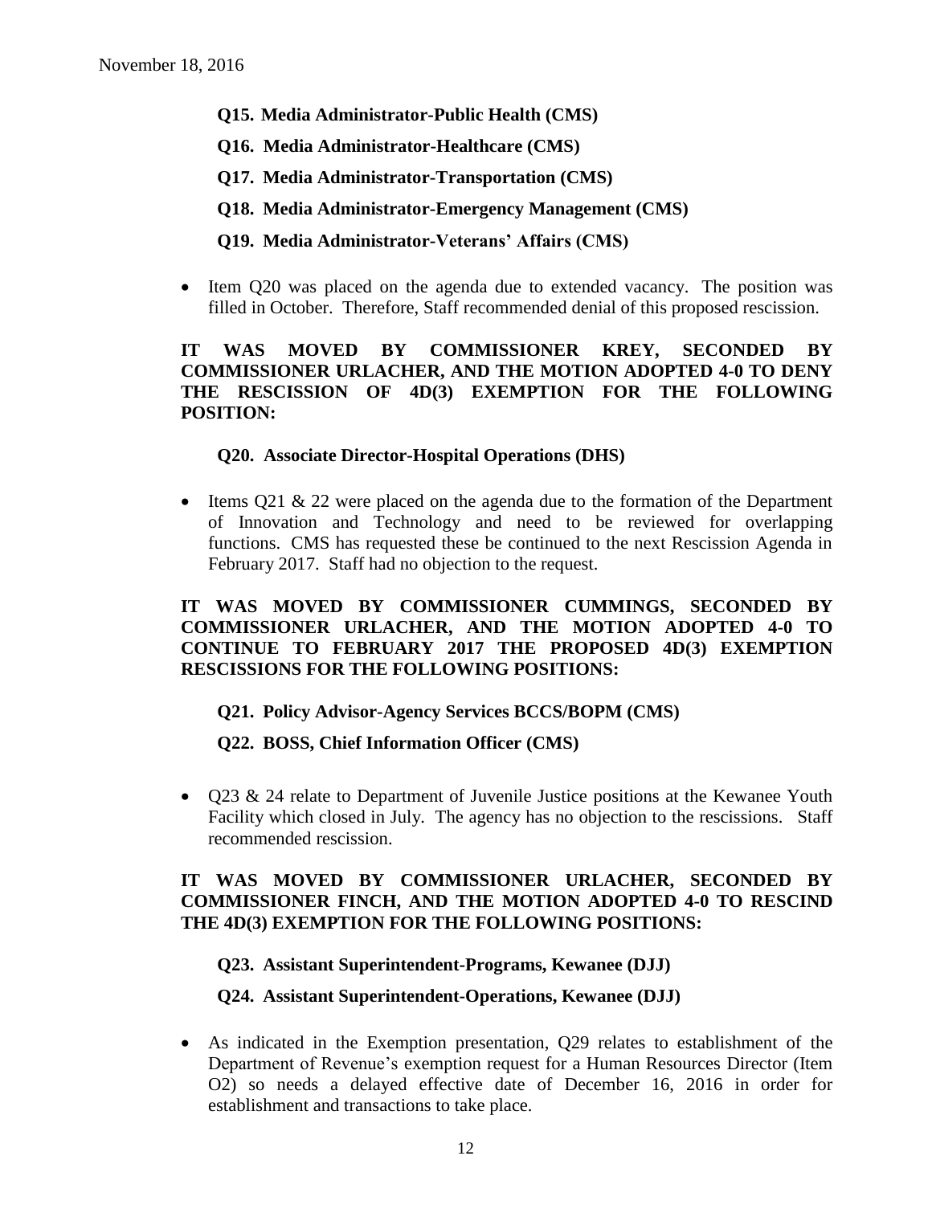**Q15. Media Administrator-Public Health (CMS)**

**Q16. Media Administrator-Healthcare (CMS)**

**Q17. Media Administrator-Transportation (CMS)**

**Q18. Media Administrator-Emergency Management (CMS)**

**Q19. Media Administrator-Veterans' Affairs (CMS)**

- Item Q20 was placed on the agenda due to extended vacancy. The position was filled in October. Therefore, Staff recommended denial of this proposed rescission.

**IT WAS MOVED BY COMMISSIONER KREY, SECONDED BY COMMISSIONER URLACHER, AND THE MOTION ADOPTED 4-0 TO DENY THE RESCISSION OF 4D(3) EXEMPTION FOR THE FOLLOWING POSITION:**

**Q20. Associate Director-Hospital Operations (DHS)**

- Items Q21 & 22 were placed on the agenda due to the formation of the Department of Innovation and Technology and need to be reviewed for overlapping functions. CMS has requested these be continued to the next Rescission Agenda in February 2017. Staff had no objection to the request.

**IT WAS MOVED BY COMMISSIONER CUMMINGS, SECONDED BY COMMISSIONER URLACHER, AND THE MOTION ADOPTED 4-0 TO CONTINUE TO FEBRUARY 2017 THE PROPOSED 4D(3) EXEMPTION RESCISSIONS FOR THE FOLLOWING POSITIONS:**

**Q21. Policy Advisor-Agency Services BCCS/BOPM (CMS)**

**Q22. BOSS, Chief Information Officer (CMS)**

- Q23 & 24 relate to Department of Juvenile Justice positions at the Kewanee Youth Facility which closed in July. The agency has no objection to the rescissions. Staff recommended rescission.

**IT WAS MOVED BY COMMISSIONER URLACHER, SECONDED BY COMMISSIONER FINCH, AND THE MOTION ADOPTED 4-0 TO RESCIND THE 4D(3) EXEMPTION FOR THE FOLLOWING POSITIONS:**

**Q23. Assistant Superintendent-Programs, Kewanee (DJJ)**

**Q24. Assistant Superintendent-Operations, Kewanee (DJJ)**

- As indicated in the Exemption presentation, Q29 relates to establishment of the Department of Revenue's exemption request for a Human Resources Director (Item O2) so needs a delayed effective date of December 16, 2016 in order for establishment and transactions to take place.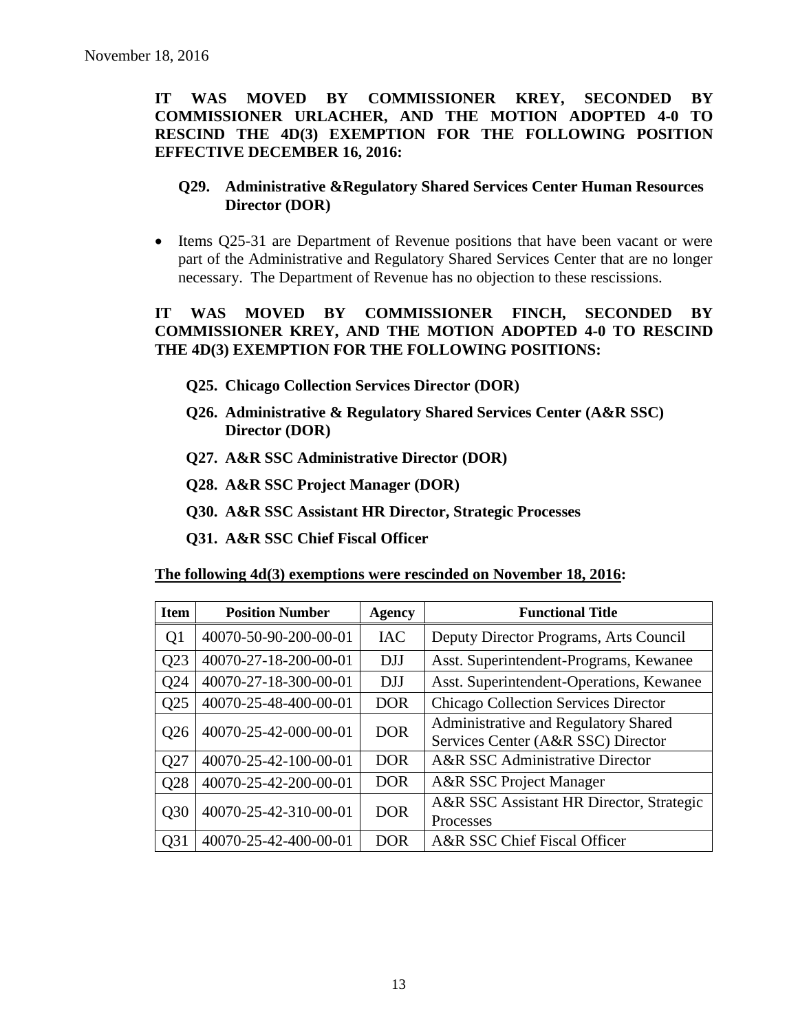November 18, 2016

**IT WAS MOVED BY COMMISSIONER KREY, SECONDED BY COMMISSIONER URLACHER, AND THE MOTION ADOPTED 4-0 TO RESCIND THE 4D(3) EXEMPTION FOR THE FOLLOWING POSITION EFFECTIVE DECEMBER 16, 2016:**

**Q29. Administrative &Regulatory Shared Services Center Human Resources Director (DOR)**

- Items Q25-31 are Department of Revenue positions that have been vacant or were part of the Administrative and Regulatory Shared Services Center that are no longer necessary. The Department of Revenue has no objection to these rescissions.

**IT WAS MOVED BY COMMISSIONER FINCH, SECONDED BY COMMISSIONER KREY, AND THE MOTION ADOPTED 4-0 TO RESCIND THE 4D(3) EXEMPTION FOR THE FOLLOWING POSITIONS:**

**Q25. Chicago Collection Services Director (DOR)**

**Q26. Administrative & Regulatory Shared Services Center (A&R SSC) Director (DOR)**

**Q27. A&R SSC Administrative Director (DOR)**

**Q28. A&R SSC Project Manager (DOR)**

**Q30. A&R SSC Assistant HR Director, Strategic Processes**

**Q31. A&R SSC Chief Fiscal Officer**

**<u>The following 4d(3) exemptions were rescinded on November 18, 2016</u>:**

| Item | Position Number | Agency | Functional Title |
|---|---|---|---|
| Q1 | 40070-50-90-200-00-01 | IAC | Deputy Director Programs, Arts Council |
| Q23 | 40070-27-18-200-00-01 | DJJ | Asst. Superintendent-Programs, Kewanee |
| Q24 | 40070-27-18-300-00-01 | DJJ | Asst. Superintendent-Operations, Kewanee |
| Q25 | 40070-25-48-400-00-01 | DOR | Chicago Collection Services Director |
| Q26 | 40070-25-42-000-00-01 | DOR | Administrative and Regulatory Shared Services Center (A&R SSC) Director |
| Q27 | 40070-25-42-100-00-01 | DOR | A&R SSC Administrative Director |
| Q28 | 40070-25-42-200-00-01 | DOR | A&R SSC Project Manager |
| Q30 | 40070-25-42-310-00-01 | DOR | A&R SSC Assistant HR Director, Strategic Processes |
| Q31 | 40070-25-42-400-00-01 | DOR | A&R SSC Chief Fiscal Officer |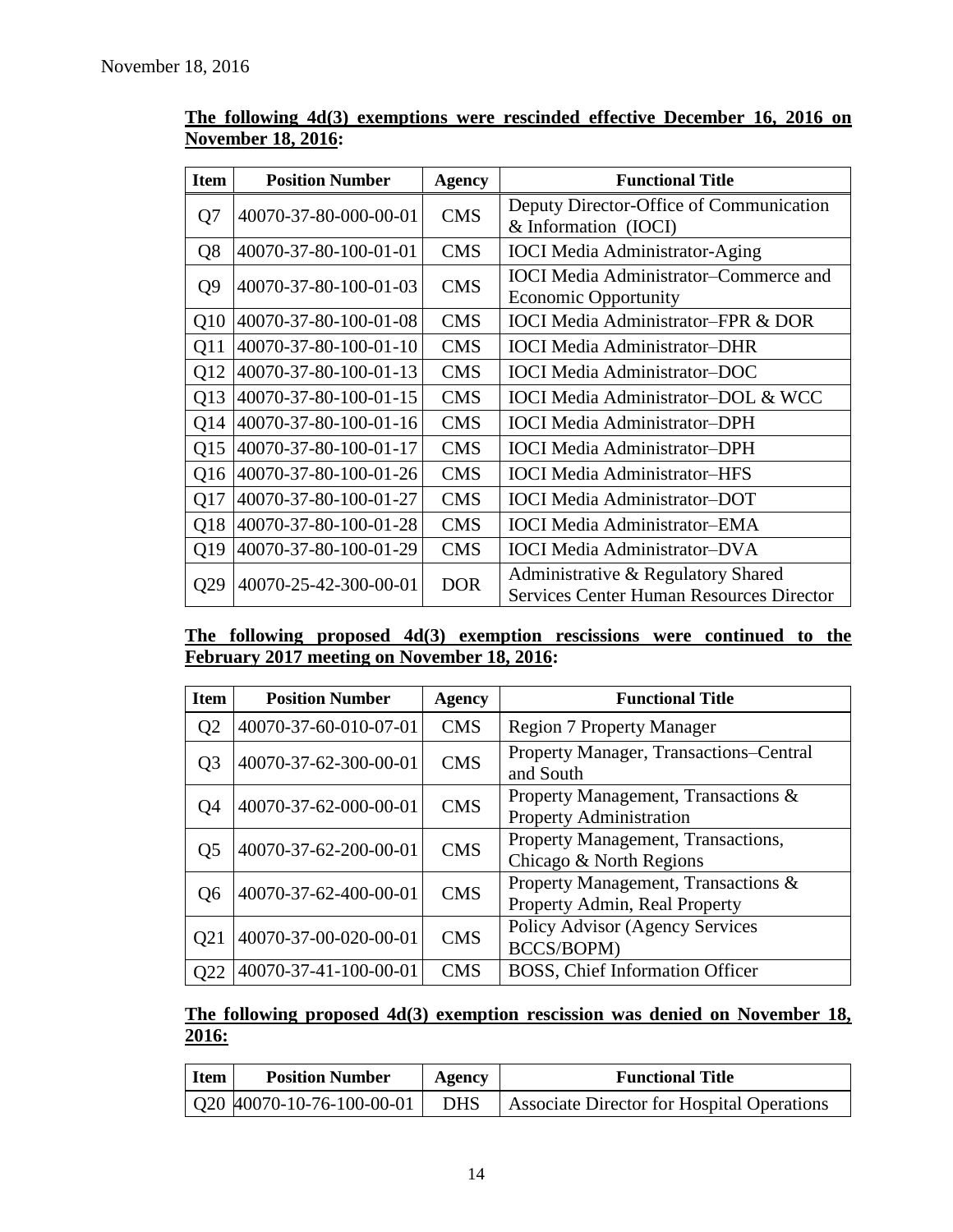November 18, 2016

**The following 4d(3) exemptions were rescinded effective December 16, 2016 on November 18, 2016:**

| Item | Position Number | Agency | Functional Title |
|---|---|---|---|
| Q7 | 40070-37-80-000-00-01 | CMS | Deputy Director-Office of Communication & Information (IOCI) |
| Q8 | 40070-37-80-100-01-01 | CMS | IOCI Media Administrator-Aging |
| Q9 | 40070-37-80-100-01-03 | CMS | IOCI Media Administrator–Commerce and Economic Opportunity |
| Q10 | 40070-37-80-100-01-08 | CMS | IOCI Media Administrator–FPR & DOR |
| Q11 | 40070-37-80-100-01-10 | CMS | IOCI Media Administrator–DHR |
| Q12 | 40070-37-80-100-01-13 | CMS | IOCI Media Administrator–DOC |
| Q13 | 40070-37-80-100-01-15 | CMS | IOCI Media Administrator–DOL & WCC |
| Q14 | 40070-37-80-100-01-16 | CMS | IOCI Media Administrator–DPH |
| Q15 | 40070-37-80-100-01-17 | CMS | IOCI Media Administrator–DPH |
| Q16 | 40070-37-80-100-01-26 | CMS | IOCI Media Administrator–HFS |
| Q17 | 40070-37-80-100-01-27 | CMS | IOCI Media Administrator–DOT |
| Q18 | 40070-37-80-100-01-28 | CMS | IOCI Media Administrator–EMA |
| Q19 | 40070-37-80-100-01-29 | CMS | IOCI Media Administrator–DVA |
| Q29 | 40070-25-42-300-00-01 | DOR | Administrative & Regulatory Shared Services Center Human Resources Director |

**The following proposed 4d(3) exemption rescissions were continued to the February 2017 meeting on November 18, 2016:**

| Item | Position Number | Agency | Functional Title |
|---|---|---|---|
| Q2 | 40070-37-60-010-07-01 | CMS | Region 7 Property Manager |
| Q3 | 40070-37-62-300-00-01 | CMS | Property Manager, Transactions–Central and South |
| Q4 | 40070-37-62-000-00-01 | CMS | Property Management, Transactions & Property Administration |
| Q5 | 40070-37-62-200-00-01 | CMS | Property Management, Transactions, Chicago & North Regions |
| Q6 | 40070-37-62-400-00-01 | CMS | Property Management, Transactions & Property Admin, Real Property |
| Q21 | 40070-37-00-020-00-01 | CMS | Policy Advisor (Agency Services BCCS/BOPM) |
| Q22 | 40070-37-41-100-00-01 | CMS | BOSS, Chief Information Officer |

**The following proposed 4d(3) exemption rescission was denied on November 18, 2016:**

| Item | Position Number | Agency | Functional Title |
|---|---|---|---|
| Q20 | 40070-10-76-100-00-01 | DHS | Associate Director for Hospital Operations |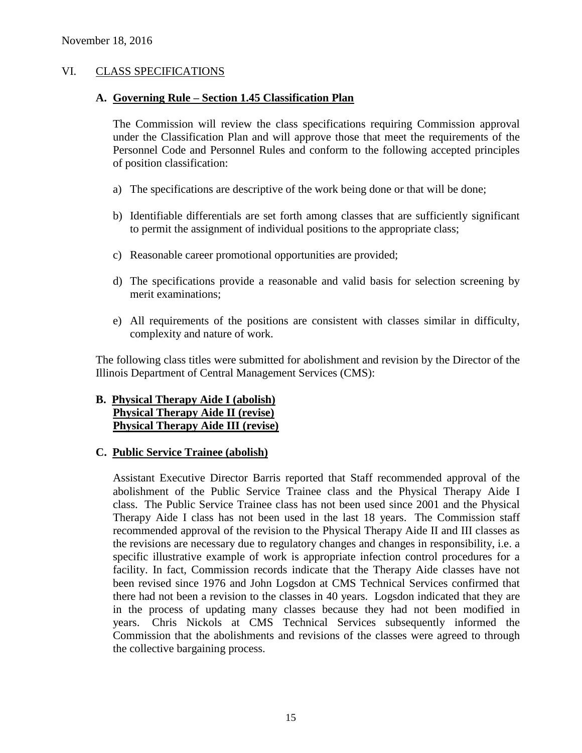November 18, 2016

## VI. CLASS SPECIFICATIONS

### A. Governing Rule – Section 1.45 Classification Plan

The Commission will review the class specifications requiring Commission approval under the Classification Plan and will approve those that meet the requirements of the Personnel Code and Personnel Rules and conform to the following accepted principles of position classification:

a) The specifications are descriptive of the work being done or that will be done;

b) Identifiable differentials are set forth among classes that are sufficiently significant to permit the assignment of individual positions to the appropriate class;

c) Reasonable career promotional opportunities are provided;

d) The specifications provide a reasonable and valid basis for selection screening by merit examinations;

e) All requirements of the positions are consistent with classes similar in difficulty, complexity and nature of work.

The following class titles were submitted for abolishment and revision by the Director of the Illinois Department of Central Management Services (CMS):

### B. Physical Therapy Aide I (abolish)
### Physical Therapy Aide II (revise)
### Physical Therapy Aide III (revise)

### C. Public Service Trainee (abolish)

Assistant Executive Director Barris reported that Staff recommended approval of the abolishment of the Public Service Trainee class and the Physical Therapy Aide I class. The Public Service Trainee class has not been used since 2001 and the Physical Therapy Aide I class has not been used in the last 18 years. The Commission staff recommended approval of the revision to the Physical Therapy Aide II and III classes as the revisions are necessary due to regulatory changes and changes in responsibility, i.e. a specific illustrative example of work is appropriate infection control procedures for a facility. In fact, Commission records indicate that the Therapy Aide classes have not been revised since 1976 and John Logsdon at CMS Technical Services confirmed that there had not been a revision to the classes in 40 years. Logsdon indicated that they are in the process of updating many classes because they had not been modified in years. Chris Nickols at CMS Technical Services subsequently informed the Commission that the abolishments and revisions of the classes were agreed to through the collective bargaining process.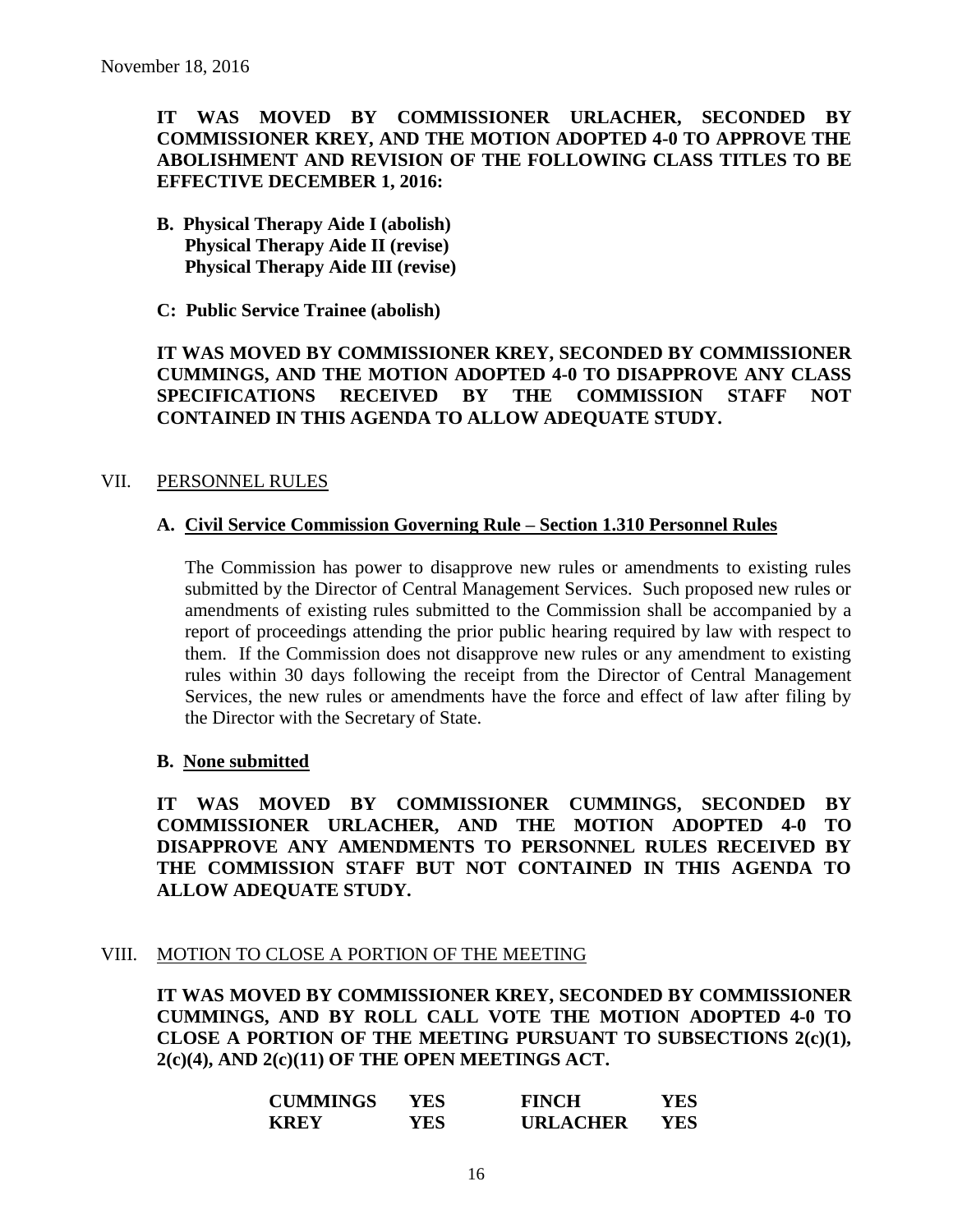November 18, 2016

**IT WAS MOVED BY COMMISSIONER URLACHER, SECONDED BY COMMISSIONER KREY, AND THE MOTION ADOPTED 4-0 TO APPROVE THE ABOLISHMENT AND REVISION OF THE FOLLOWING CLASS TITLES TO BE EFFECTIVE DECEMBER 1, 2016:**

**B. Physical Therapy Aide I (abolish)**
**Physical Therapy Aide II (revise)**
**Physical Therapy Aide III (revise)**

**C: Public Service Trainee (abolish)**

**IT WAS MOVED BY COMMISSIONER KREY, SECONDED BY COMMISSIONER CUMMINGS, AND THE MOTION ADOPTED 4-0 TO DISAPPROVE ANY CLASS SPECIFICATIONS RECEIVED BY THE COMMISSION STAFF NOT CONTAINED IN THIS AGENDA TO ALLOW ADEQUATE STUDY.**

## VII. PERSONNEL RULES

### A. Civil Service Commission Governing Rule – Section 1.310 Personnel Rules

The Commission has power to disapprove new rules or amendments to existing rules submitted by the Director of Central Management Services. Such proposed new rules or amendments of existing rules submitted to the Commission shall be accompanied by a report of proceedings attending the prior public hearing required by law with respect to them. If the Commission does not disapprove new rules or any amendment to existing rules within 30 days following the receipt from the Director of Central Management Services, the new rules or amendments have the force and effect of law after filing by the Director with the Secretary of State.

### B. None submitted

**IT WAS MOVED BY COMMISSIONER CUMMINGS, SECONDED BY COMMISSIONER URLACHER, AND THE MOTION ADOPTED 4-0 TO DISAPPROVE ANY AMENDMENTS TO PERSONNEL RULES RECEIVED BY THE COMMISSION STAFF BUT NOT CONTAINED IN THIS AGENDA TO ALLOW ADEQUATE STUDY.**

## VIII. MOTION TO CLOSE A PORTION OF THE MEETING

**IT WAS MOVED BY COMMISSIONER KREY, SECONDED BY COMMISSIONER CUMMINGS, AND BY ROLL CALL VOTE THE MOTION ADOPTED 4-0 TO CLOSE A PORTION OF THE MEETING PURSUANT TO SUBSECTIONS 2(c)(1), 2(c)(4), AND 2(c)(11) OF THE OPEN MEETINGS ACT.**

| | | | |
|---|---|---|---|
| **CUMMINGS** | **YES** | **FINCH** | **YES** |
| **KREY** | **YES** | **URLACHER** | **YES** |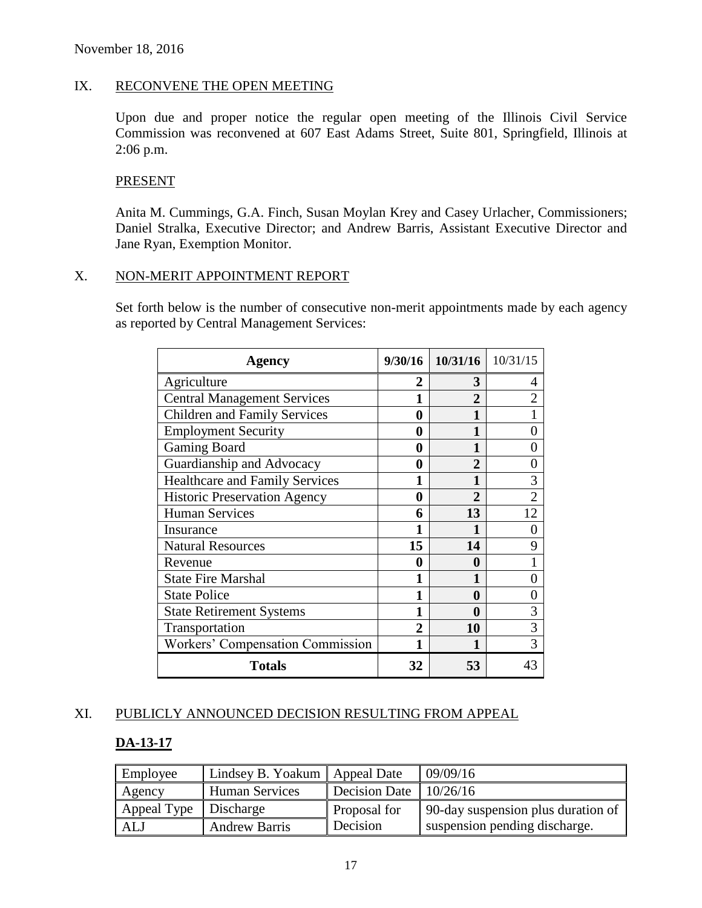November 18, 2016

## IX. RECONVENE THE OPEN MEETING

Upon due and proper notice the regular open meeting of the Illinois Civil Service Commission was reconvened at 607 East Adams Street, Suite 801, Springfield, Illinois at 2:06 p.m.

### PRESENT

Anita M. Cummings, G.A. Finch, Susan Moylan Krey and Casey Urlacher, Commissioners; Daniel Stralka, Executive Director; and Andrew Barris, Assistant Executive Director and Jane Ryan, Exemption Monitor.

## X. NON-MERIT APPOINTMENT REPORT

Set forth below is the number of consecutive non-merit appointments made by each agency as reported by Central Management Services:

| Agency | 9/30/16 | 10/31/16 | 10/31/15 |
|---|---|---|---|
| Agriculture | 2 | 3 | 4 |
| Central Management Services | 1 | 2 | 2 |
| Children and Family Services | 0 | 1 | 1 |
| Employment Security | 0 | 1 | 0 |
| Gaming Board | 0 | 1 | 0 |
| Guardianship and Advocacy | 0 | 2 | 0 |
| Healthcare and Family Services | 1 | 1 | 3 |
| Historic Preservation Agency | 0 | 2 | 2 |
| Human Services | 6 | 13 | 12 |
| Insurance | 1 | 1 | 0 |
| Natural Resources | 15 | 14 | 9 |
| Revenue | 0 | 0 | 1 |
| State Fire Marshal | 1 | 1 | 0 |
| State Police | 1 | 0 | 0 |
| State Retirement Systems | 1 | 0 | 3 |
| Transportation | 2 | 10 | 3 |
| Workers' Compensation Commission | 1 | 1 | 3 |
| **Totals** | **32** | **53** | 43 |

## XI. PUBLICLY ANNOUNCED DECISION RESULTING FROM APPEAL

### DA-13-17

| Employee | Lindsey B. Yoakum | Appeal Date | 09/09/16 |
|---|---|---|---|
| Agency | Human Services | Decision Date | 10/26/16 |
| Appeal Type | Discharge | Proposal for Decision | 90-day suspension plus duration of suspension pending discharge. |
| ALJ | Andrew Barris | | |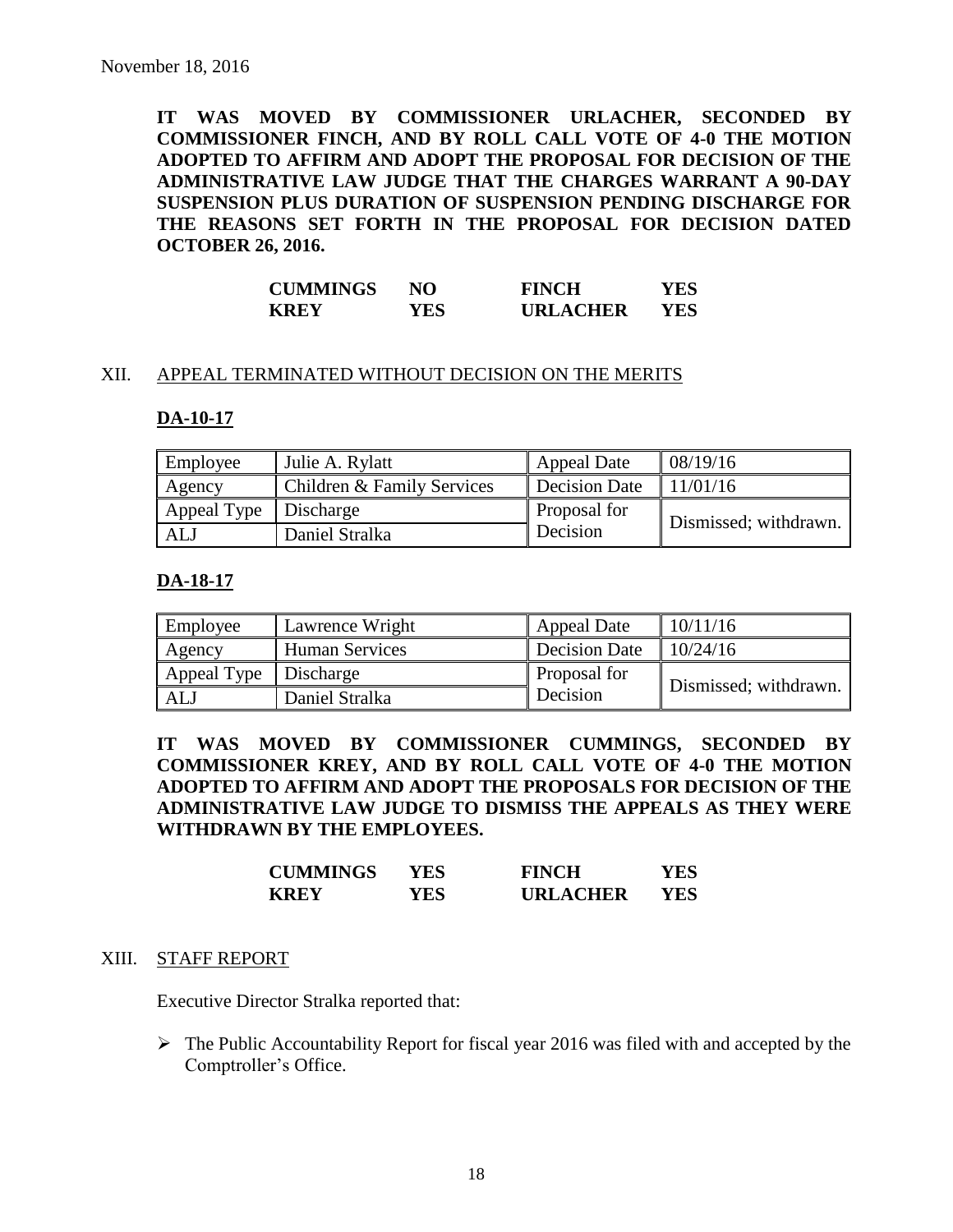November 18, 2016

**IT WAS MOVED BY COMMISSIONER URLACHER, SECONDED BY COMMISSIONER FINCH, AND BY ROLL CALL VOTE OF 4-0 THE MOTION ADOPTED TO AFFIRM AND ADOPT THE PROPOSAL FOR DECISION OF THE ADMINISTRATIVE LAW JUDGE THAT THE CHARGES WARRANT A 90-DAY SUSPENSION PLUS DURATION OF SUSPENSION PENDING DISCHARGE FOR THE REASONS SET FORTH IN THE PROPOSAL FOR DECISION DATED OCTOBER 26, 2016.**

| | | | |
|---|---|---|---|
| **CUMMINGS** | **NO** | **FINCH** | **YES** |
| **KREY** | **YES** | **URLACHER** | **YES** |

## XII. APPEAL TERMINATED WITHOUT DECISION ON THE MERITS

### DA-10-17

| | | | |
|---|---|---|---|
| Employee | Julie A. Rylatt | Appeal Date | 08/19/16 |
| Agency | Children & Family Services | Decision Date | 11/01/16 |
| Appeal Type | Discharge | Proposal for Decision | Dismissed; withdrawn. |
| ALJ | Daniel Stralka | | |

### DA-18-17

| | | | |
|---|---|---|---|
| Employee | Lawrence Wright | Appeal Date | 10/11/16 |
| Agency | Human Services | Decision Date | 10/24/16 |
| Appeal Type | Discharge | Proposal for Decision | Dismissed; withdrawn. |
| ALJ | Daniel Stralka | | |

**IT WAS MOVED BY COMMISSIONER CUMMINGS, SECONDED BY COMMISSIONER KREY, AND BY ROLL CALL VOTE OF 4-0 THE MOTION ADOPTED TO AFFIRM AND ADOPT THE PROPOSALS FOR DECISION OF THE ADMINISTRATIVE LAW JUDGE TO DISMISS THE APPEALS AS THEY WERE WITHDRAWN BY THE EMPLOYEES.**

| | | | |
|---|---|---|---|
| **CUMMINGS** | **YES** | **FINCH** | **YES** |
| **KREY** | **YES** | **URLACHER** | **YES** |

## XIII. STAFF REPORT

Executive Director Stralka reported that:

- The Public Accountability Report for fiscal year 2016 was filed with and accepted by the Comptroller's Office.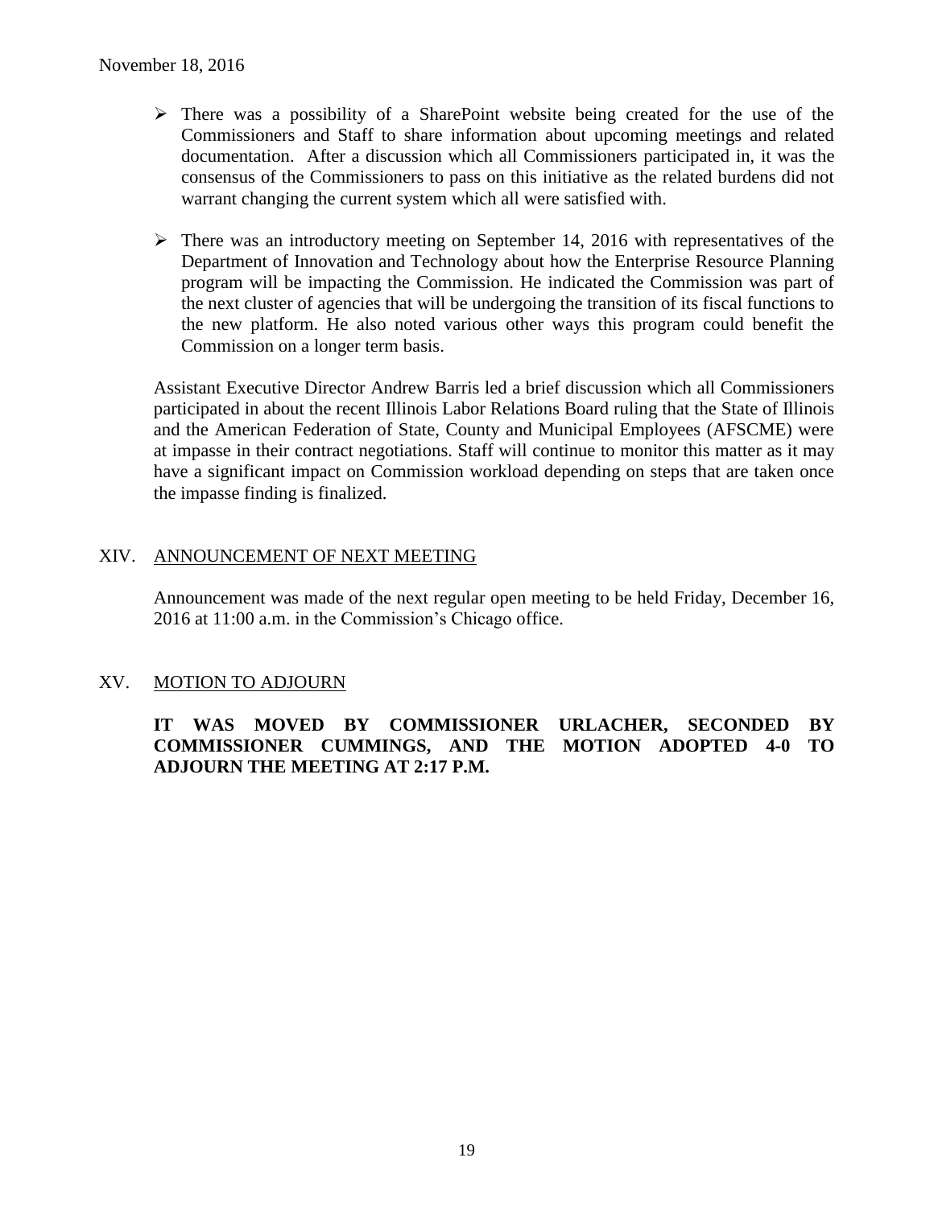- There was a possibility of a SharePoint website being created for the use of the Commissioners and Staff to share information about upcoming meetings and related documentation. After a discussion which all Commissioners participated in, it was the consensus of the Commissioners to pass on this initiative as the related burdens did not warrant changing the current system which all were satisfied with.

- There was an introductory meeting on September 14, 2016 with representatives of the Department of Innovation and Technology about how the Enterprise Resource Planning program will be impacting the Commission. He indicated the Commission was part of the next cluster of agencies that will be undergoing the transition of its fiscal functions to the new platform. He also noted various other ways this program could benefit the Commission on a longer term basis.

Assistant Executive Director Andrew Barris led a brief discussion which all Commissioners participated in about the recent Illinois Labor Relations Board ruling that the State of Illinois and the American Federation of State, County and Municipal Employees (AFSCME) were at impasse in their contract negotiations. Staff will continue to monitor this matter as it may have a significant impact on Commission workload depending on steps that are taken once the impasse finding is finalized.

## XIV. ANNOUNCEMENT OF NEXT MEETING

Announcement was made of the next regular open meeting to be held Friday, December 16, 2016 at 11:00 a.m. in the Commission's Chicago office.

## XV. MOTION TO ADJOURN

**IT WAS MOVED BY COMMISSIONER URLACHER, SECONDED BY COMMISSIONER CUMMINGS, AND THE MOTION ADOPTED 4-0 TO ADJOURN THE MEETING AT 2:17 P.M.**